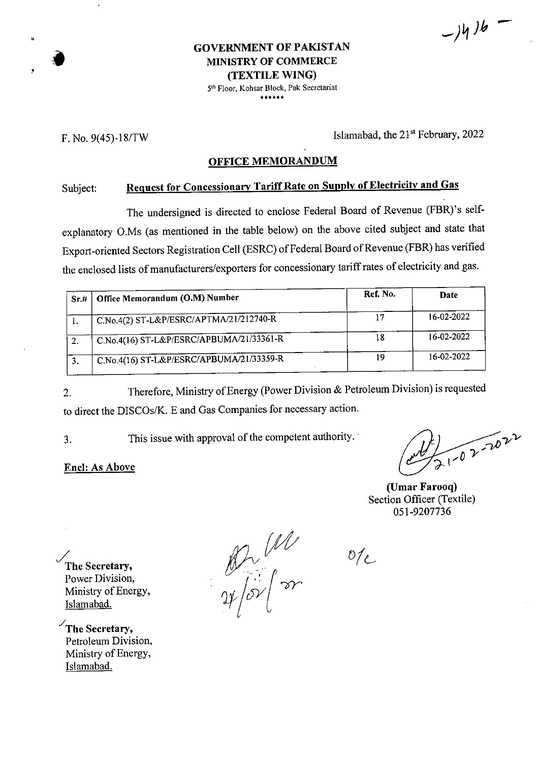**GOVERNMENT OF PAKISTAN**
**MINISTRY OF COMMERCE**
**(TEXTILE WING)**
5th Floor, Kohsar Block, Pak Secretariat
\*\*\*\*\*\*

F. No. 9(45)-18/TW

Islamabad, the 21st February, 2022

## OFFICE MEMORANDUM

Subject: **Request for Concessionary Tariff Rate on Supply of Electricity and Gas**

The undersigned is directed to enclose Federal Board of Revenue (FBR)'s self-explanatory O.Ms (as mentioned in the table below) on the above cited subject and state that Export-oriented Sectors Registration Cell (ESRC) of Federal Board of Revenue (FBR) has verified the enclosed lists of manufacturers/exporters for concessionary tariff rates of electricity and gas.

| Sr.# | Office Memorandum (O.M) Number | Ref. No. | Date |
|---|---|---|---|
| 1. | C.No.4(2) ST-L&P/ESRC/APTMA/21/212740-R | 17 | 16-02-2022 |
| 2. | C.No.4(16) ST-L&P/ESRC/APBUMA/21/33361-R | 18 | 16-02-2022 |
| 3. | C.No.4(16) ST-L&P/ESRC/APBUMA/21/33359-R | 19 | 16-02-2022 |

2. Therefore, Ministry of Energy (Power Division & Petroleum Division) is requested to direct the DISCOs/K. E and Gas Companies for necessary action.

3. This issue with approval of the competent authority.

**Encl: As Above**

21-02-2022

**(Umar Farooq)**
Section Officer (Textile)
051-9207736

**The Secretary,**
Power Division,
Ministry of Energy,
Islamabad.

**The Secretary,**
Petroleum Division,
Ministry of Energy,
Islamabad.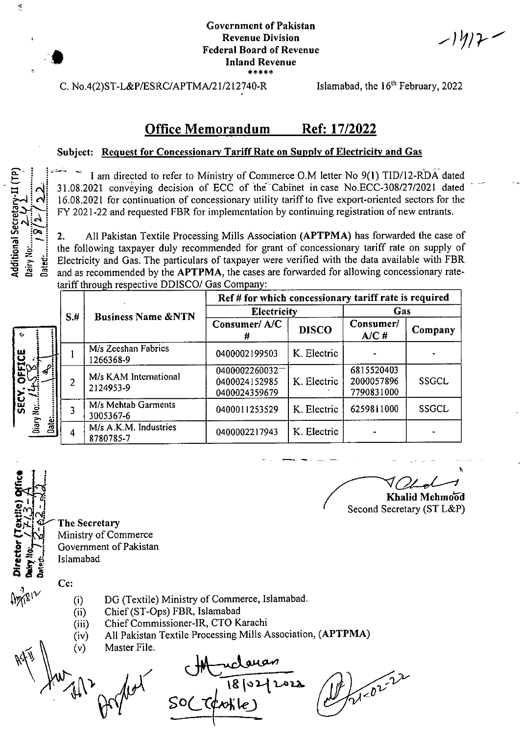Government of Pakistan
Revenue Division
Federal Board of Revenue
Inland Revenue

-1417-

C. No.4(2)ST-L&P/ESRC/APTMA/21/212740-R

Islamabad, the 16th February, 2022

## Office Memorandum Ref: 17/2022

**Subject: Request for Concessionary Tariff Rate on Supply of Electricity and Gas**

I am directed to refer to Ministry of Commerce O.M letter No 9(1) TID/12-RDA dated 31.08.2021 conveying decision of ECC of the Cabinet in case No.ECC-308/27/2021 dated 16.08.2021 for continuation of concessionary utility tariff to five export-oriented sectors for the FY 2021-22 and requested FBR for implementation by continuing registration of new entrants.

2. All Pakistan Textile Processing Mills Association (**APTPMA**) has forwarded the case of the following taxpayer duly recommended for grant of concessionary tariff rate on supply of Electricity and Gas. The particulars of taxpayer were verified with the data available with FBR and as recommended by the **APTPMA**, the cases are forwarded for allowing concessionary rate-tariff through respective DDISCO/ Gas Company:

| S.# | Business Name &NTN | Ref # for which concessionary tariff rate is required | | | |
|---|---|---|---|---|---|
| | | Electricity | | Gas | |
| | | Consumer/ A/C # | DISCO | Consumer/ A/C # | Company |
| 1 | M/s Zeeshan Fabrics 1266368-9 | 0400002199503 | K. Electric | - | - |
| 2 | M/s KAM International 2124953-9 | 0400002260032<br>0400024152985<br>0400024359679 | K. Electric | 6815520403<br>2000057896<br>7790831000 | SSGCL |
| 3 | M/s Mehtab Garments 3005367-6 | 0400011253529 | K. Electric | 6259811000 | SSGCL |
| 4 | M/s A.K.M. Industries 8780785-7 | 0400002217943 | K. Electric | - | - |

**Khalid Mehmood**
Second Secretary (ST L&P)

**The Secretary**
Ministry of Commerce
Government of Pakistan
Islamabad

Cc:

(i) DG (Textile) Ministry of Commerce, Islamabad.
(ii) Chief (ST-Ops) FBR, Islamabad
(iii) Chief Commissioner-IR, CTO Karachi
(iv) All Pakistan Textile Processing Mills Association, (APTPMA)
(v) Master File.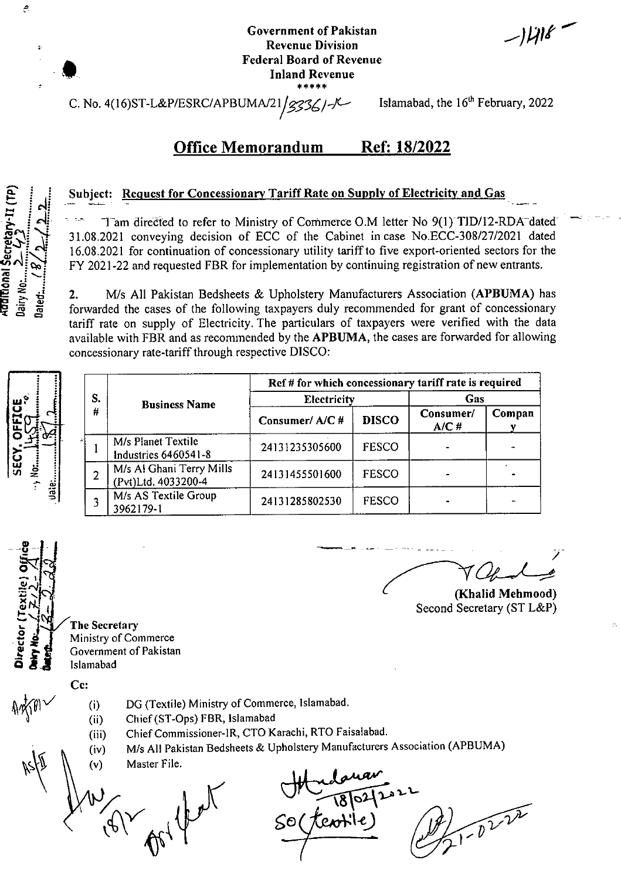-1418

**Government of Pakistan**
**Revenue Division**
**Federal Board of Revenue**
**Inland Revenue**
\*\*\*\*\*

C. No. 4(16)ST-L&P/ESRC/APBUMA/21/33361-R          Islamabad, the 16th February, 2022

## Office Memorandum     Ref: 18/2022

**Subject: Request for Concessionary Tariff Rate on Supply of Electricity and Gas**

I am directed to refer to Ministry of Commerce O.M letter No 9(1) TID/12-RDA dated 31.08.2021 conveying decision of ECC of the Cabinet in case No.ECC-308/27/2021 dated 16.08.2021 for continuation of concessionary utility tariff to five export-oriented sectors for the FY 2021-22 and requested FBR for implementation by continuing registration of new entrants.

2. M/s All Pakistan Bedsheets & Upholstery Manufacturers Association (**APBUMA**) has forwarded the cases of the following taxpayers duly recommended for grant of concessionary tariff rate on supply of Electricity. The particulars of taxpayers were verified with the data available with FBR and as recommended by the **APBUMA**, the cases are forwarded for allowing concessionary rate-tariff through respective DISCO:

| S. # | Business Name | Ref # for which concessionary tariff rate is required | | | |
|---|---|---|---|---|---|
| | | Electricity | | Gas | |
| | | Consumer/ A/C # | DISCO | Consumer/ A/C # | Company |
| 1 | M/s Planet Textile Industries 6460541-8 | 24131235305600 | FESCO | - | - |
| 2 | M/s Al Ghani Terry Mills (Pvt)Ltd. 4033200-4 | 24131455501600 | FESCO | - | - |
| 3 | M/s AS Textile Group 3962179-1 | 24131285802530 | FESCO | - | - |

**(Khalid Mehmood)**
Second Secretary (ST L&P)

**The Secretary**
Ministry of Commerce
Government of Pakistan
Islamabad

Cc:

(i) DG (Textile) Ministry of Commerce, Islamabad.
(ii) Chief (ST-Ops) FBR, Islamabad
(iii) Chief Commissioner-IR, CTO Karachi, RTO Faisalabad.
(iv) M/s All Pakistan Bedsheets & Upholstery Manufacturers Association (APBUMA)
(v) Master File.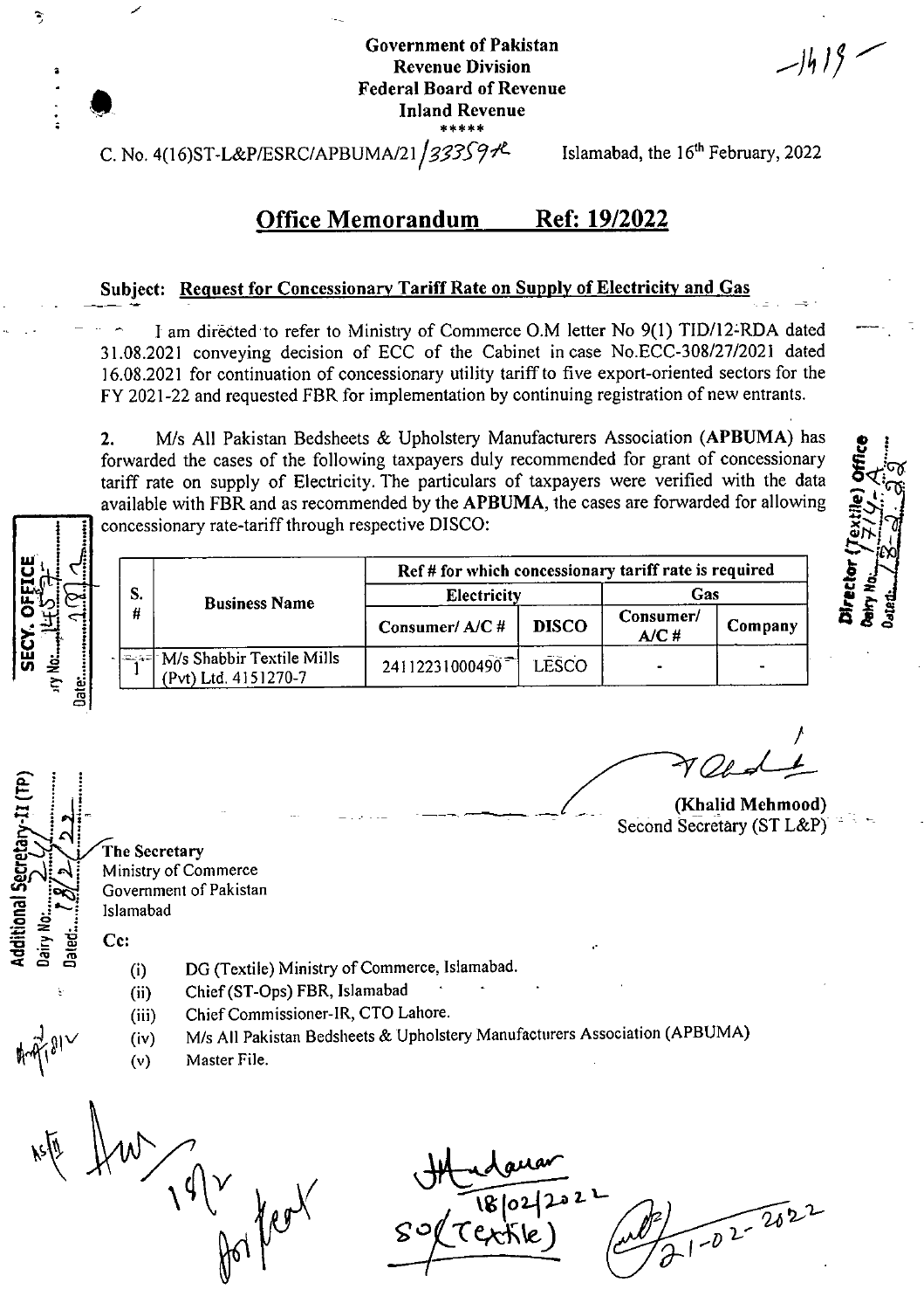Government of Pakistan
Revenue Division
Federal Board of Revenue
Inland Revenue
\*\*\*\*\*

C. No. 4(16)ST-L&P/ESRC/APBUMA/21/33359-R

Islamabad, the 16th February, 2022

## Office Memorandum Ref: 19/2022

**Subject: Request for Concessionary Tariff Rate on Supply of Electricity and Gas**

I am directed to refer to Ministry of Commerce O.M letter No 9(1) TID/12-RDA dated 31.08.2021 conveying decision of ECC of the Cabinet in case No.ECC-308/27/2021 dated 16.08.2021 for continuation of concessionary utility tariff to five export-oriented sectors for the FY 2021-22 and requested FBR for implementation by continuing registration of new entrants.

2. M/s All Pakistan Bedsheets & Upholstery Manufacturers Association (**APBUMA**) has forwarded the cases of the following taxpayers duly recommended for grant of concessionary tariff rate on supply of Electricity. The particulars of taxpayers were verified with the data available with FBR and as recommended by the **APBUMA**, the cases are forwarded for allowing concessionary rate-tariff through respective DISCO:

| S. # | Business Name | Ref # for which concessionary tariff rate is required | | | |
|---|---|---|---|---|---|
| | | Electricity | | Gas | |
| | | Consumer/ A/C # | DISCO | Consumer/ A/C # | Company |
| 1 | M/s Shabbir Textile Mills (Pvt) Ltd. 4151270-7 | 24112231000490 | LESCO | - | - |

(Khalid Mehmood)
Second Secretary (ST L&P)

The Secretary
Ministry of Commerce
Government of Pakistan
Islamabad

Cc:

(i) DG (Textile) Ministry of Commerce, Islamabad.
(ii) Chief (ST-Ops) FBR, Islamabad
(iii) Chief Commissioner-IR, CTO Lahore.
(iv) M/s All Pakistan Bedsheets & Upholstery Manufacturers Association (APBUMA)
(v) Master File.